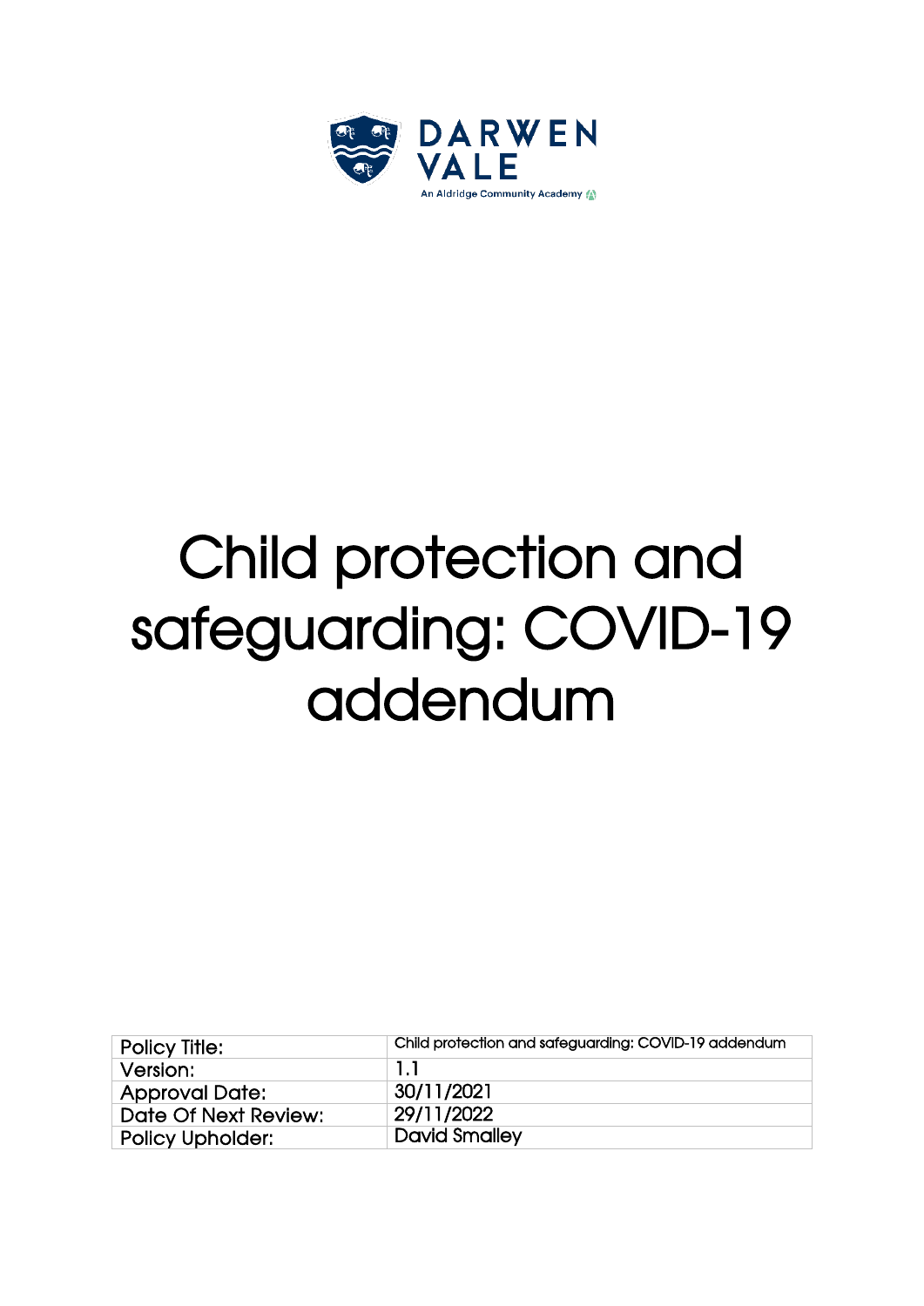DARWEN VALE

An Aldridge Community Academy

# Child protection and safeguarding: COVID-19 addendum

| Policy Title: | Child protection and safeguarding: COVID-19 addendum |
|---|---|
| Version: | 1.1 |
| Approval Date: | 30/11/2021 |
| Date Of Next Review: | 29/11/2022 |
| Policy Upholder: | David Smalley |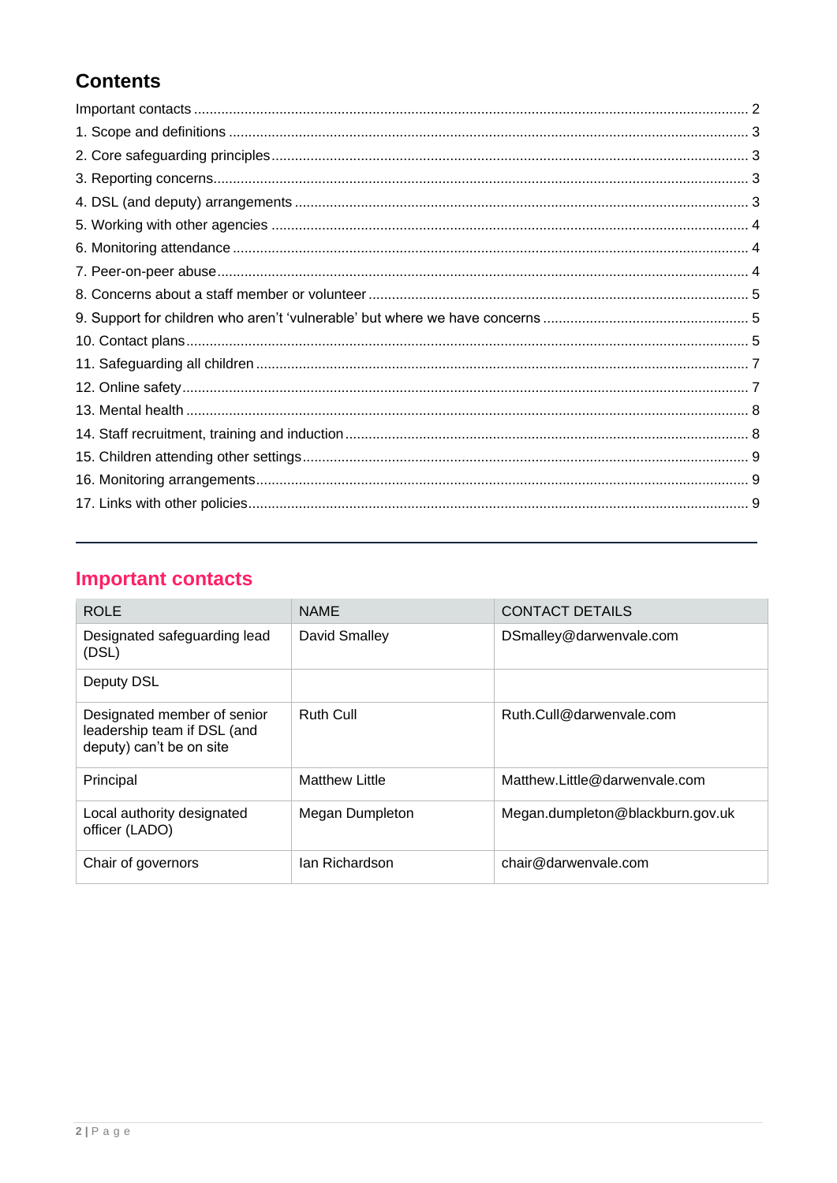## Contents

Important contacts ........ 2
1. Scope and definitions ........ 3
2. Core safeguarding principles ........ 3
3. Reporting concerns ........ 3
4. DSL (and deputy) arrangements ........ 3
5. Working with other agencies ........ 4
6. Monitoring attendance ........ 4
7. Peer-on-peer abuse ........ 4
8. Concerns about a staff member or volunteer ........ 5
9. Support for children who aren't 'vulnerable' but where we have concerns ........ 5
10. Contact plans ........ 5
11. Safeguarding all children ........ 7
12. Online safety ........ 7
13. Mental health ........ 8
14. Staff recruitment, training and induction ........ 8
15. Children attending other settings ........ 9
16. Monitoring arrangements ........ 9
17. Links with other policies ........ 9

## Important contacts

| ROLE | NAME | CONTACT DETAILS |
|---|---|---|
| Designated safeguarding lead (DSL) | David Smalley | DSmalley@darwenvale.com |
| Deputy DSL | | |
| Designated member of senior leadership team if DSL (and deputy) can't be on site | Ruth Cull | Ruth.Cull@darwenvale.com |
| Principal | Matthew Little | Matthew.Little@darwenvale.com |
| Local authority designated officer (LADO) | Megan Dumpleton | Megan.dumpleton@blackburn.gov.uk |
| Chair of governors | Ian Richardson | chair@darwenvale.com |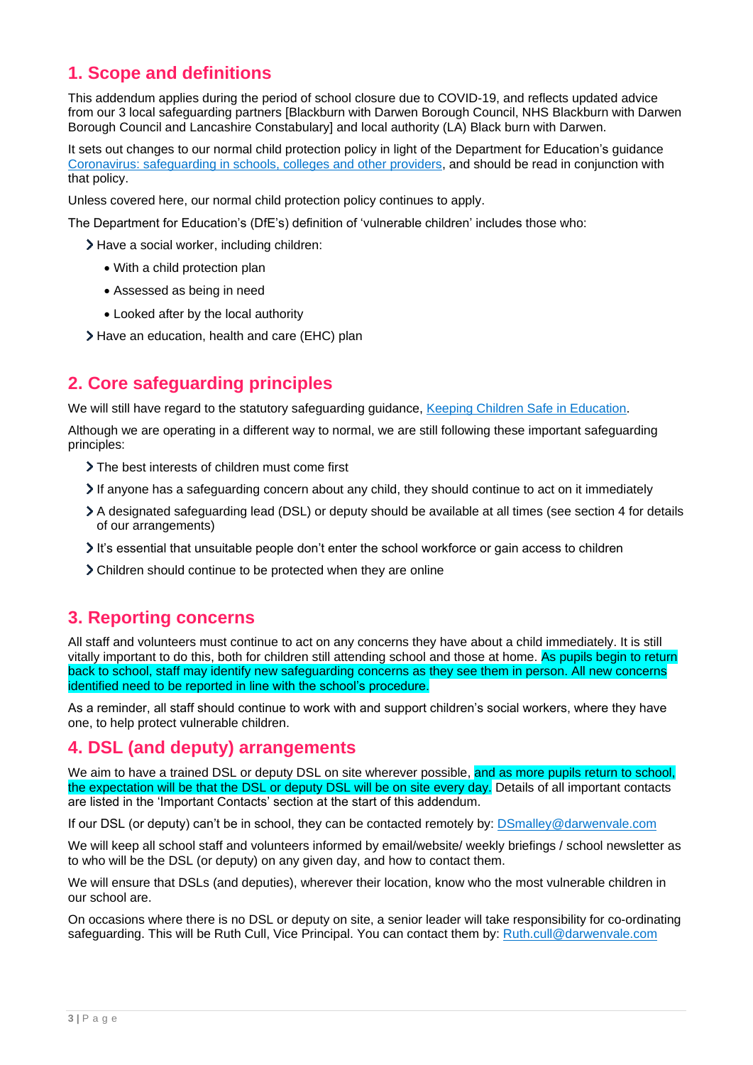## 1. Scope and definitions

This addendum applies during the period of school closure due to COVID-19, and reflects updated advice from our 3 local safeguarding partners [Blackburn with Darwen Borough Council, NHS Blackburn with Darwen Borough Council and Lancashire Constabulary] and local authority (LA) Black burn with Darwen.

It sets out changes to our normal child protection policy in light of the Department for Education's guidance [Coronavirus: safeguarding in schools, colleges and other providers](), and should be read in conjunction with that policy.

Unless covered here, our normal child protection policy continues to apply.

The Department for Education's (DfE's) definition of 'vulnerable children' includes those who:

- Have a social worker, including children:
  - With a child protection plan
  - Assessed as being in need
  - Looked after by the local authority
- Have an education, health and care (EHC) plan

## 2. Core safeguarding principles

We will still have regard to the statutory safeguarding guidance, [Keeping Children Safe in Education]().

Although we are operating in a different way to normal, we are still following these important safeguarding principles:

- The best interests of children must come first
- If anyone has a safeguarding concern about any child, they should continue to act on it immediately
- A designated safeguarding lead (DSL) or deputy should be available at all times (see section 4 for details of our arrangements)
- It's essential that unsuitable people don't enter the school workforce or gain access to children
- Children should continue to be protected when they are online

## 3. Reporting concerns

All staff and volunteers must continue to act on any concerns they have about a child immediately. It is still vitally important to do this, both for children still attending school and those at home. As pupils begin to return back to school, staff may identify new safeguarding concerns as they see them in person. All new concerns identified need to be reported in line with the school's procedure.

As a reminder, all staff should continue to work with and support children's social workers, where they have one, to help protect vulnerable children.

## 4. DSL (and deputy) arrangements

We aim to have a trained DSL or deputy DSL on site wherever possible, and as more pupils return to school, the expectation will be that the DSL or deputy DSL will be on site every day. Details of all important contacts are listed in the 'Important Contacts' section at the start of this addendum.

If our DSL (or deputy) can't be in school, they can be contacted remotely by: DSmalley@darwenvale.com

We will keep all school staff and volunteers informed by email/website/ weekly briefings / school newsletter as to who will be the DSL (or deputy) on any given day, and how to contact them.

We will ensure that DSLs (and deputies), wherever their location, know who the most vulnerable children in our school are.

On occasions where there is no DSL or deputy on site, a senior leader will take responsibility for co-ordinating safeguarding. This will be Ruth Cull, Vice Principal. You can contact them by: Ruth.cull@darwenvale.com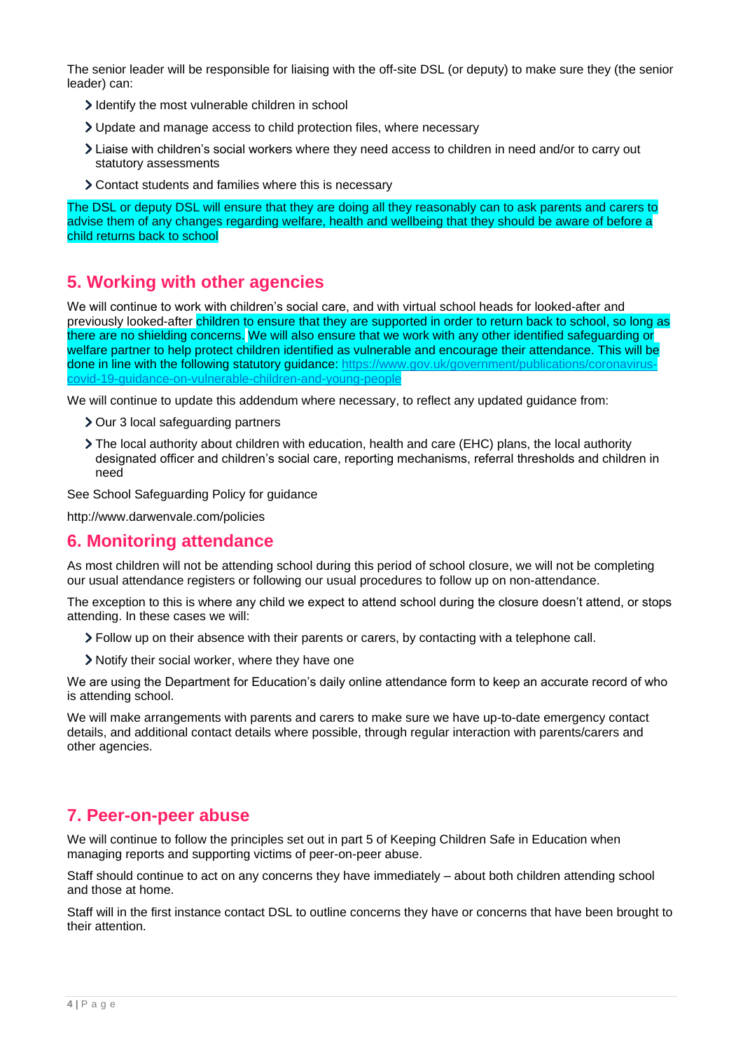The senior leader will be responsible for liaising with the off-site DSL (or deputy) to make sure they (the senior leader) can:

- Identify the most vulnerable children in school
- Update and manage access to child protection files, where necessary
- Liaise with children's social workers where they need access to children in need and/or to carry out statutory assessments
- Contact students and families where this is necessary

The DSL or deputy DSL will ensure that they are doing all they reasonably can to ask parents and carers to advise them of any changes regarding welfare, health and wellbeing that they should be aware of before a child returns back to school

## 5. Working with other agencies

We will continue to work with children's social care, and with virtual school heads for looked-after and previously looked-after children to ensure that they are supported in order to return back to school, so long as there are no shielding concerns. We will also ensure that we work with any other identified safeguarding or welfare partner to help protect children identified as vulnerable and encourage their attendance. This will be done in line with the following statutory guidance: https://www.gov.uk/government/publications/coronavirus-covid-19-guidance-on-vulnerable-children-and-young-people

We will continue to update this addendum where necessary, to reflect any updated guidance from:

- Our 3 local safeguarding partners
- The local authority about children with education, health and care (EHC) plans, the local authority designated officer and children's social care, reporting mechanisms, referral thresholds and children in need

See School Safeguarding Policy for guidance

http://www.darwenvale.com/policies

## 6. Monitoring attendance

As most children will not be attending school during this period of school closure, we will not be completing our usual attendance registers or following our usual procedures to follow up on non-attendance.

The exception to this is where any child we expect to attend school during the closure doesn't attend, or stops attending. In these cases we will:

- Follow up on their absence with their parents or carers, by contacting with a telephone call.
- Notify their social worker, where they have one

We are using the Department for Education's daily online attendance form to keep an accurate record of who is attending school.

We will make arrangements with parents and carers to make sure we have up-to-date emergency contact details, and additional contact details where possible, through regular interaction with parents/carers and other agencies.

## 7. Peer-on-peer abuse

We will continue to follow the principles set out in part 5 of Keeping Children Safe in Education when managing reports and supporting victims of peer-on-peer abuse.

Staff should continue to act on any concerns they have immediately – about both children attending school and those at home.

Staff will in the first instance contact DSL to outline concerns they have or concerns that have been brought to their attention.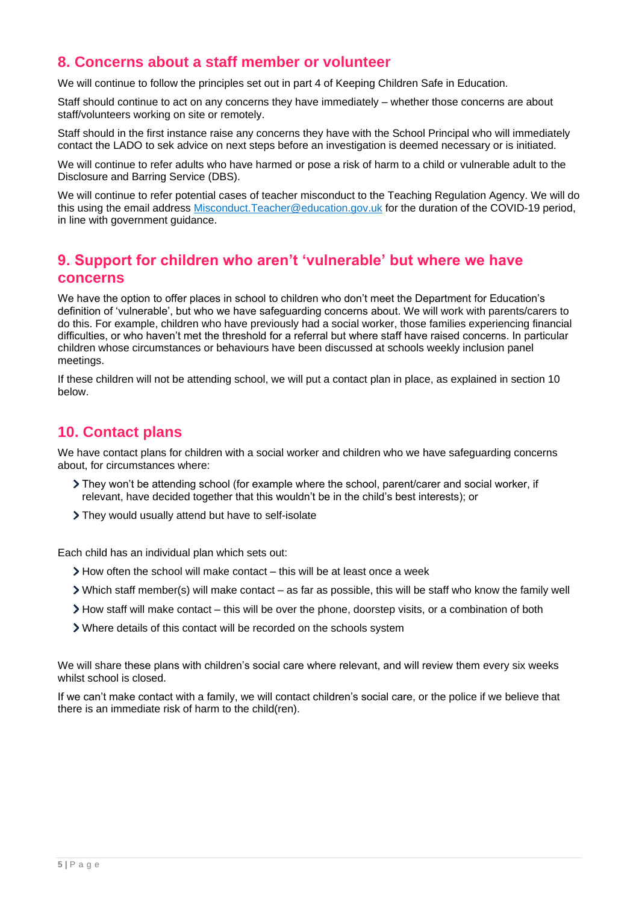## 8. Concerns about a staff member or volunteer

We will continue to follow the principles set out in part 4 of Keeping Children Safe in Education.

Staff should continue to act on any concerns they have immediately – whether those concerns are about staff/volunteers working on site or remotely.

Staff should in the first instance raise any concerns they have with the School Principal who will immediately contact the LADO to sek advice on next steps before an investigation is deemed necessary or is initiated.

We will continue to refer adults who have harmed or pose a risk of harm to a child or vulnerable adult to the Disclosure and Barring Service (DBS).

We will continue to refer potential cases of teacher misconduct to the Teaching Regulation Agency. We will do this using the email address Misconduct.Teacher@education.gov.uk for the duration of the COVID-19 period, in line with government guidance.

## 9. Support for children who aren't 'vulnerable' but where we have concerns

We have the option to offer places in school to children who don't meet the Department for Education's definition of 'vulnerable', but who we have safeguarding concerns about. We will work with parents/carers to do this. For example, children who have previously had a social worker, those families experiencing financial difficulties, or who haven't met the threshold for a referral but where staff have raised concerns. In particular children whose circumstances or behaviours have been discussed at schools weekly inclusion panel meetings.

If these children will not be attending school, we will put a contact plan in place, as explained in section 10 below.

## 10. Contact plans

We have contact plans for children with a social worker and children who we have safeguarding concerns about, for circumstances where:

- They won't be attending school (for example where the school, parent/carer and social worker, if relevant, have decided together that this wouldn't be in the child's best interests); or
- They would usually attend but have to self-isolate

Each child has an individual plan which sets out:

- How often the school will make contact – this will be at least once a week
- Which staff member(s) will make contact – as far as possible, this will be staff who know the family well
- How staff will make contact – this will be over the phone, doorstep visits, or a combination of both
- Where details of this contact will be recorded on the schools system

We will share these plans with children's social care where relevant, and will review them every six weeks whilst school is closed.

If we can't make contact with a family, we will contact children's social care, or the police if we believe that there is an immediate risk of harm to the child(ren).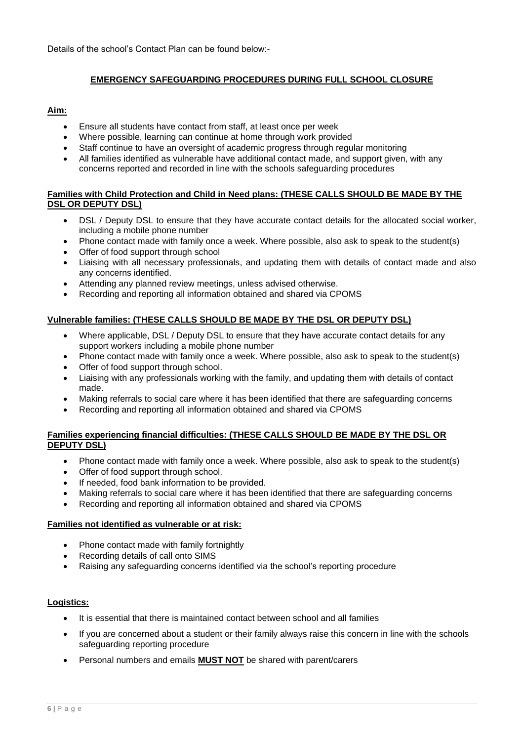Details of the school's Contact Plan can be found below:-

## **EMERGENCY SAFEGUARDING PROCEDURES DURING FULL SCHOOL CLOSURE**

**Aim:**

- Ensure all students have contact from staff, at least once per week
- Where possible, learning can continue at home through work provided
- Staff continue to have an oversight of academic progress through regular monitoring
- All families identified as vulnerable have additional contact made, and support given, with any concerns reported and recorded in line with the schools safeguarding procedures

**Families with Child Protection and Child in Need plans: (THESE CALLS SHOULD BE MADE BY THE DSL OR DEPUTY DSL)**

- DSL / Deputy DSL to ensure that they have accurate contact details for the allocated social worker, including a mobile phone number
- Phone contact made with family once a week. Where possible, also ask to speak to the student(s)
- Offer of food support through school
- Liaising with all necessary professionals, and updating them with details of contact made and also any concerns identified.
- Attending any planned review meetings, unless advised otherwise.
- Recording and reporting all information obtained and shared via CPOMS

**Vulnerable families: (THESE CALLS SHOULD BE MADE BY THE DSL OR DEPUTY DSL)**

- Where applicable, DSL / Deputy DSL to ensure that they have accurate contact details for any support workers including a mobile phone number
- Phone contact made with family once a week. Where possible, also ask to speak to the student(s)
- Offer of food support through school.
- Liaising with any professionals working with the family, and updating them with details of contact made.
- Making referrals to social care where it has been identified that there are safeguarding concerns
- Recording and reporting all information obtained and shared via CPOMS

**Families experiencing financial difficulties: (THESE CALLS SHOULD BE MADE BY THE DSL OR DEPUTY DSL)**

- Phone contact made with family once a week. Where possible, also ask to speak to the student(s)
- Offer of food support through school.
- If needed, food bank information to be provided.
- Making referrals to social care where it has been identified that there are safeguarding concerns
- Recording and reporting all information obtained and shared via CPOMS

**Families not identified as vulnerable or at risk:**

- Phone contact made with family fortnightly
- Recording details of call onto SIMS
- Raising any safeguarding concerns identified via the school's reporting procedure

**Logistics:**

- It is essential that there is maintained contact between school and all families
- If you are concerned about a student or their family always raise this concern in line with the schools safeguarding reporting procedure
- Personal numbers and emails **MUST NOT** be shared with parent/carers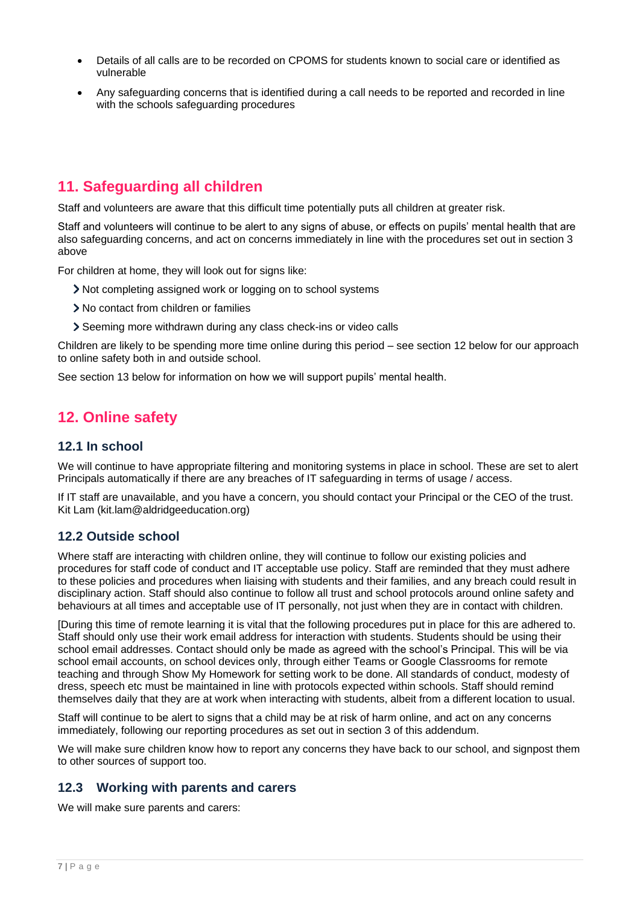- Details of all calls are to be recorded on CPOMS for students known to social care or identified as vulnerable
- Any safeguarding concerns that is identified during a call needs to be reported and recorded in line with the schools safeguarding procedures

## 11. Safeguarding all children

Staff and volunteers are aware that this difficult time potentially puts all children at greater risk.

Staff and volunteers will continue to be alert to any signs of abuse, or effects on pupils' mental health that are also safeguarding concerns, and act on concerns immediately in line with the procedures set out in section 3 above

For children at home, they will look out for signs like:

- Not completing assigned work or logging on to school systems
- No contact from children or families
- Seeming more withdrawn during any class check-ins or video calls

Children are likely to be spending more time online during this period – see section 12 below for our approach to online safety both in and outside school.

See section 13 below for information on how we will support pupils' mental health.

## 12. Online safety

### 12.1 In school

We will continue to have appropriate filtering and monitoring systems in place in school. These are set to alert Principals automatically if there are any breaches of IT safeguarding in terms of usage / access.

If IT staff are unavailable, and you have a concern, you should contact your Principal or the CEO of the trust. Kit Lam (kit.lam@aldridgeeducation.org)

### 12.2 Outside school

Where staff are interacting with children online, they will continue to follow our existing policies and procedures for staff code of conduct and IT acceptable use policy. Staff are reminded that they must adhere to these policies and procedures when liaising with students and their families, and any breach could result in disciplinary action. Staff should also continue to follow all trust and school protocols around online safety and behaviours at all times and acceptable use of IT personally, not just when they are in contact with children.

[During this time of remote learning it is vital that the following procedures put in place for this are adhered to. Staff should only use their work email address for interaction with students. Students should be using their school email addresses. Contact should only be made as agreed with the school's Principal. This will be via school email accounts, on school devices only, through either Teams or Google Classrooms for remote teaching and through Show My Homework for setting work to be done. All standards of conduct, modesty of dress, speech etc must be maintained in line with protocols expected within schools. Staff should remind themselves daily that they are at work when interacting with students, albeit from a different location to usual.

Staff will continue to be alert to signs that a child may be at risk of harm online, and act on any concerns immediately, following our reporting procedures as set out in section 3 of this addendum.

We will make sure children know how to report any concerns they have back to our school, and signpost them to other sources of support too.

### 12.3 Working with parents and carers

We will make sure parents and carers: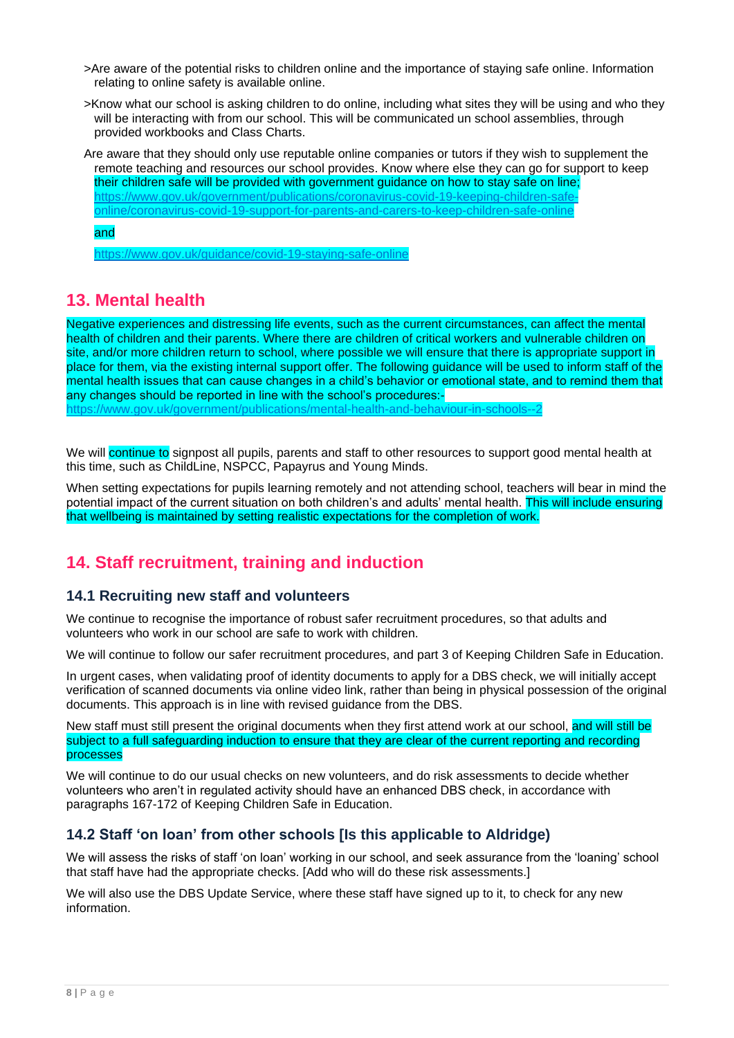>Are aware of the potential risks to children online and the importance of staying safe online. Information relating to online safety is available online.

>Know what our school is asking children to do online, including what sites they will be using and who they will be interacting with from our school. This will be communicated un school assemblies, through provided workbooks and Class Charts.

Are aware that they should only use reputable online companies or tutors if they wish to supplement the remote teaching and resources our school provides. Know where else they can go for support to keep their children safe will be provided with government guidance on how to stay safe on line; https://www.gov.uk/government/publications/coronavirus-covid-19-keeping-children-safe-online/coronavirus-covid-19-support-for-parents-and-carers-to-keep-children-safe-online

and

https://www.gov.uk/guidance/covid-19-staying-safe-online

## 13. Mental health

Negative experiences and distressing life events, such as the current circumstances, can affect the mental health of children and their parents. Where there are children of critical workers and vulnerable children on site, and/or more children return to school, where possible we will ensure that there is appropriate support in place for them, via the existing internal support offer. The following guidance will be used to inform staff of the mental health issues that can cause changes in a child's behavior or emotional state, and to remind them that any changes should be reported in line with the school's procedures:- https://www.gov.uk/government/publications/mental-health-and-behaviour-in-schools--2

We will continue to signpost all pupils, parents and staff to other resources to support good mental health at this time, such as ChildLine, NSPCC, Papayrus and Young Minds.

When setting expectations for pupils learning remotely and not attending school, teachers will bear in mind the potential impact of the current situation on both children's and adults' mental health. This will include ensuring that wellbeing is maintained by setting realistic expectations for the completion of work.

## 14. Staff recruitment, training and induction

### 14.1 Recruiting new staff and volunteers

We continue to recognise the importance of robust safer recruitment procedures, so that adults and volunteers who work in our school are safe to work with children.

We will continue to follow our safer recruitment procedures, and part 3 of Keeping Children Safe in Education.

In urgent cases, when validating proof of identity documents to apply for a DBS check, we will initially accept verification of scanned documents via online video link, rather than being in physical possession of the original documents. This approach is in line with revised guidance from the DBS.

New staff must still present the original documents when they first attend work at our school, and will still be subject to a full safeguarding induction to ensure that they are clear of the current reporting and recording processes

We will continue to do our usual checks on new volunteers, and do risk assessments to decide whether volunteers who aren't in regulated activity should have an enhanced DBS check, in accordance with paragraphs 167-172 of Keeping Children Safe in Education.

### 14.2 Staff 'on loan' from other schools [Is this applicable to Aldridge)

We will assess the risks of staff 'on loan' working in our school, and seek assurance from the 'loaning' school that staff have had the appropriate checks. [Add who will do these risk assessments.]

We will also use the DBS Update Service, where these staff have signed up to it, to check for any new information.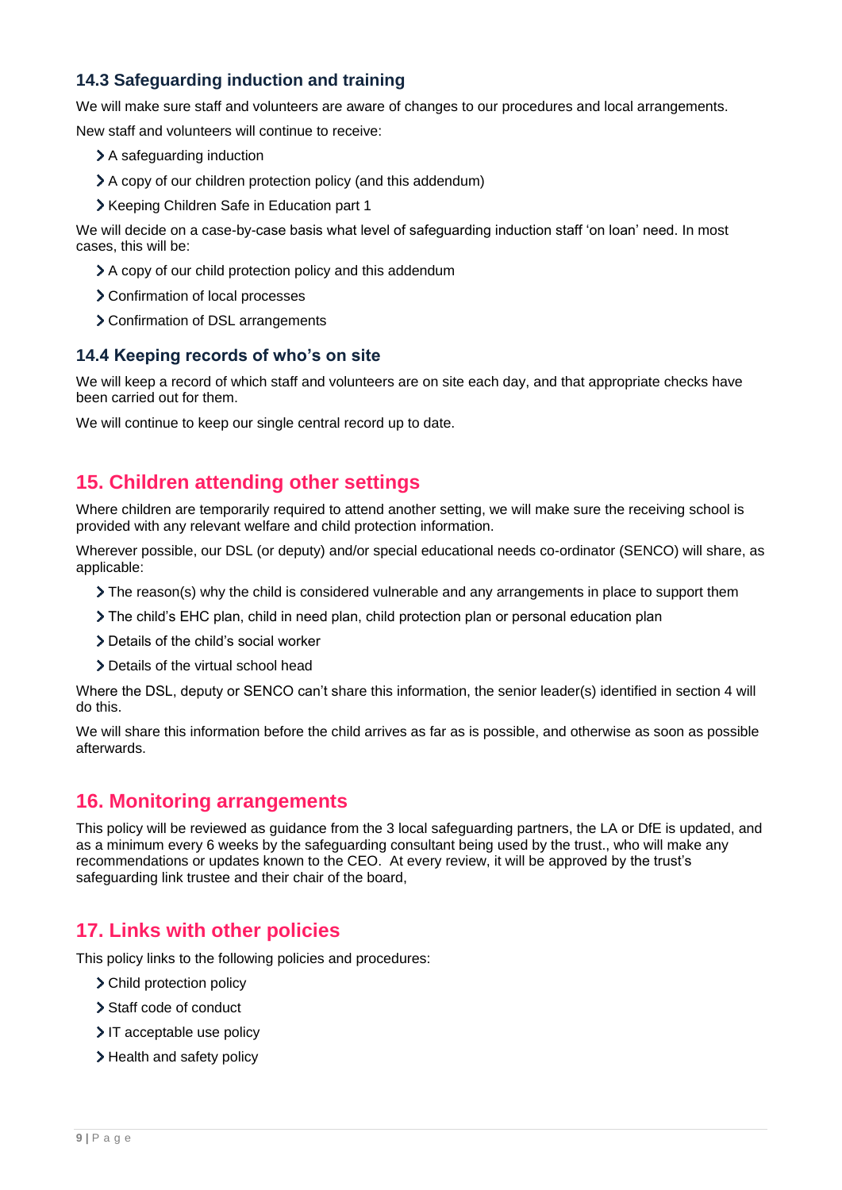### 14.3 Safeguarding induction and training

We will make sure staff and volunteers are aware of changes to our procedures and local arrangements.

New staff and volunteers will continue to receive:

- A safeguarding induction
- A copy of our children protection policy (and this addendum)
- Keeping Children Safe in Education part 1

We will decide on a case-by-case basis what level of safeguarding induction staff 'on loan' need. In most cases, this will be:

- A copy of our child protection policy and this addendum
- Confirmation of local processes
- Confirmation of DSL arrangements

### 14.4 Keeping records of who's on site

We will keep a record of which staff and volunteers are on site each day, and that appropriate checks have been carried out for them.

We will continue to keep our single central record up to date.

## 15. Children attending other settings

Where children are temporarily required to attend another setting, we will make sure the receiving school is provided with any relevant welfare and child protection information.

Wherever possible, our DSL (or deputy) and/or special educational needs co-ordinator (SENCO) will share, as applicable:

- The reason(s) why the child is considered vulnerable and any arrangements in place to support them
- The child's EHC plan, child in need plan, child protection plan or personal education plan
- Details of the child's social worker
- Details of the virtual school head

Where the DSL, deputy or SENCO can't share this information, the senior leader(s) identified in section 4 will do this.

We will share this information before the child arrives as far as is possible, and otherwise as soon as possible afterwards.

## 16. Monitoring arrangements

This policy will be reviewed as guidance from the 3 local safeguarding partners, the LA or DfE is updated, and as a minimum every 6 weeks by the safeguarding consultant being used by the trust., who will make any recommendations or updates known to the CEO. At every review, it will be approved by the trust's safeguarding link trustee and their chair of the board,

## 17. Links with other policies

This policy links to the following policies and procedures:

- Child protection policy
- Staff code of conduct
- IT acceptable use policy
- Health and safety policy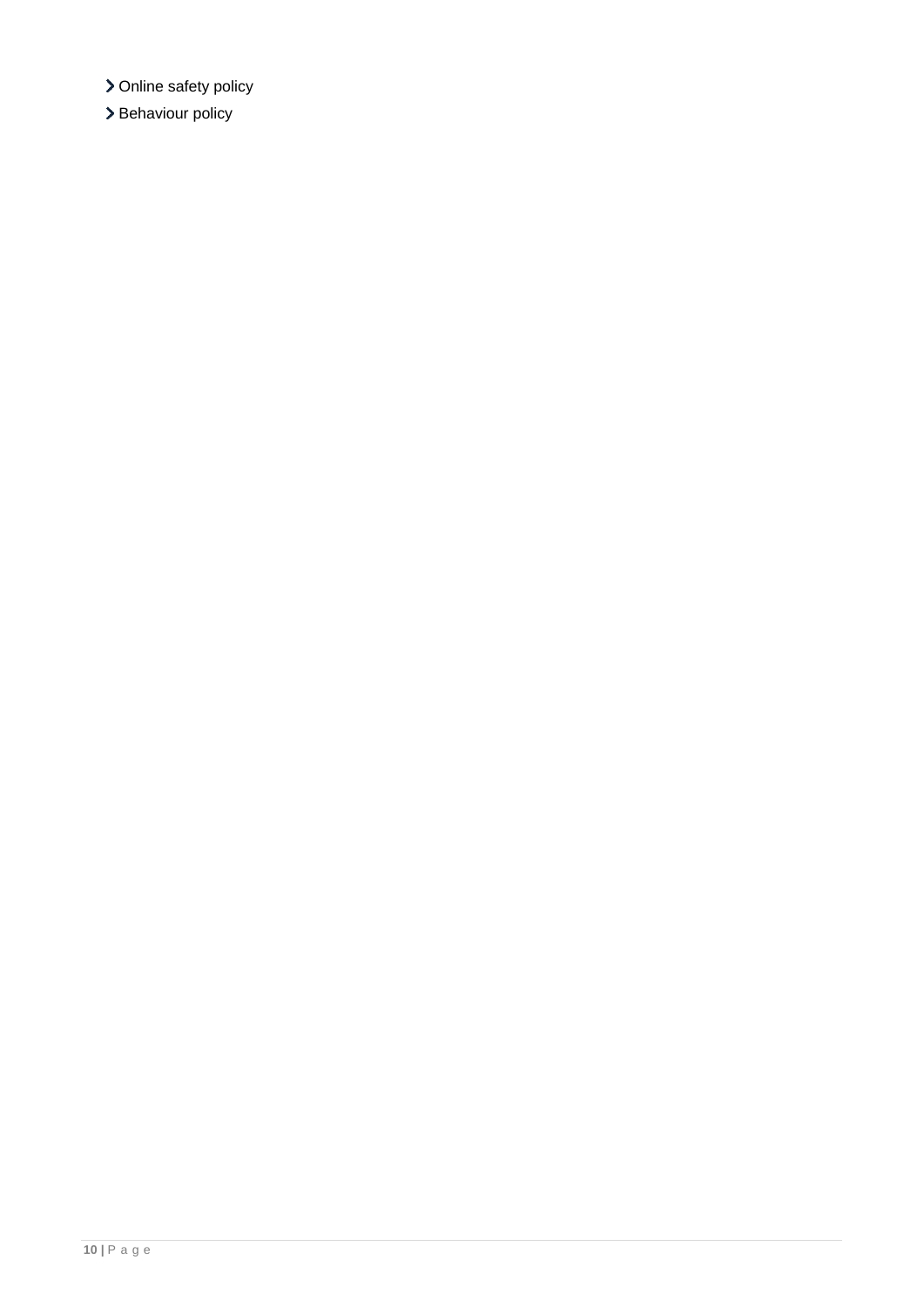- Online safety policy
- Behaviour policy